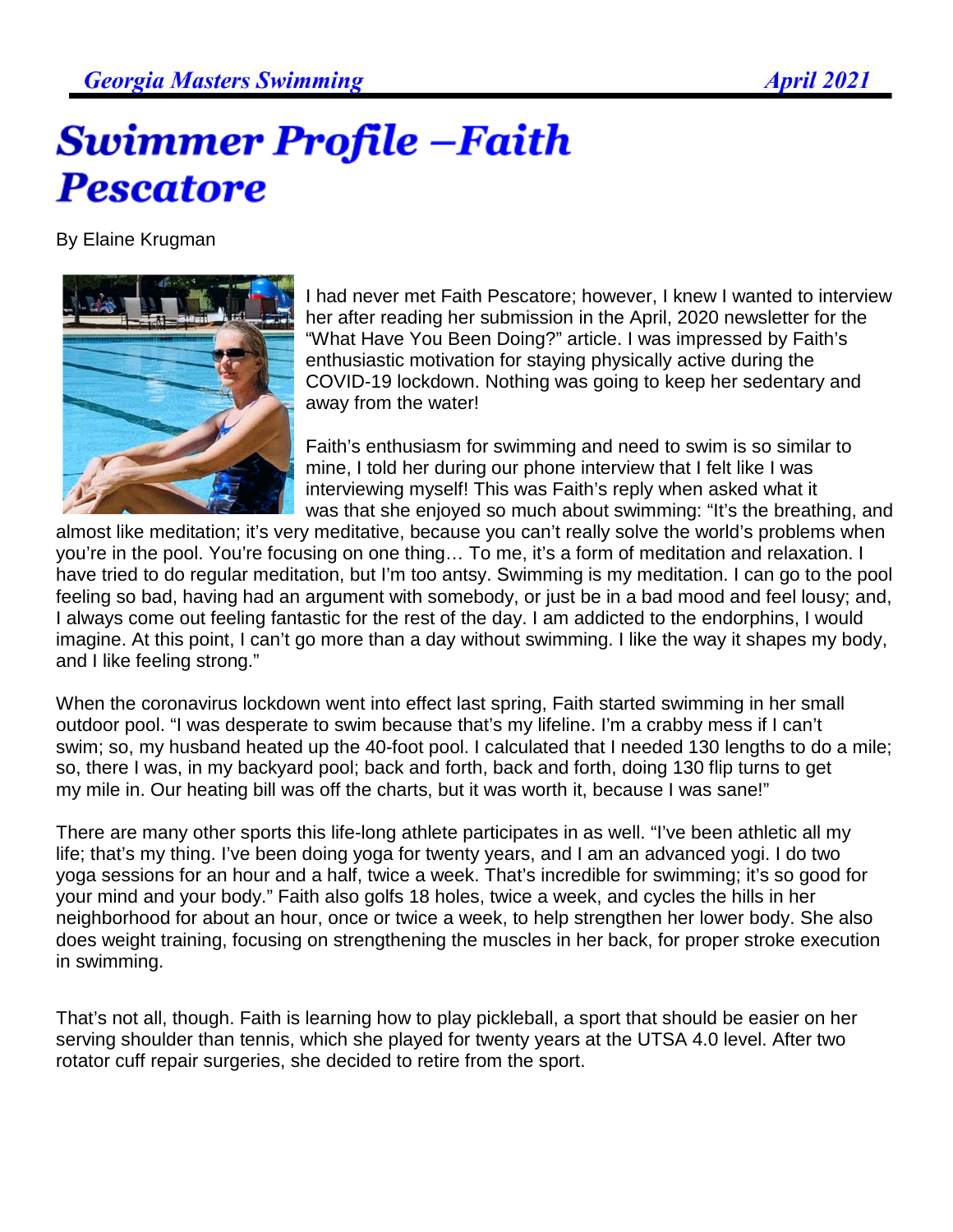# Swimmer Profile –Faith Pescatore

By Elaine Krugman

I had never met Faith Pescatore; however, I knew I wanted to interview her after reading her submission in the April, 2020 newsletter for the "What Have You Been Doing?" article. I was impressed by Faith's enthusiastic motivation for staying physically active during the COVID-19 lockdown. Nothing was going to keep her sedentary and away from the water!

Faith's enthusiasm for swimming and need to swim is so similar to mine, I told her during our phone interview that I felt like I was interviewing myself! This was Faith's reply when asked what it was that she enjoyed so much about swimming: "It's the breathing, and almost like meditation; it's very meditative, because you can't really solve the world's problems when you're in the pool. You're focusing on one thing… To me, it's a form of meditation and relaxation. I have tried to do regular meditation, but I'm too antsy. Swimming is my meditation. I can go to the pool feeling so bad, having had an argument with somebody, or just be in a bad mood and feel lousy; and, I always come out feeling fantastic for the rest of the day. I am addicted to the endorphins, I would imagine. At this point, I can't go more than a day without swimming. I like the way it shapes my body, and I like feeling strong."

When the coronavirus lockdown went into effect last spring, Faith started swimming in her small outdoor pool. "I was desperate to swim because that's my lifeline. I'm a crabby mess if I can't swim; so, my husband heated up the 40-foot pool. I calculated that I needed 130 lengths to do a mile; so, there I was, in my backyard pool; back and forth, back and forth, doing 130 flip turns to get my mile in. Our heating bill was off the charts, but it was worth it, because I was sane!"

There are many other sports this life-long athlete participates in as well. "I've been athletic all my life; that's my thing. I've been doing yoga for twenty years, and I am an advanced yogi. I do two yoga sessions for an hour and a half, twice a week. That's incredible for swimming; it's so good for your mind and your body." Faith also golfs 18 holes, twice a week, and cycles the hills in her neighborhood for about an hour, once or twice a week, to help strengthen her lower body. She also does weight training, focusing on strengthening the muscles in her back, for proper stroke execution in swimming.

That's not all, though. Faith is learning how to play pickleball, a sport that should be easier on her serving shoulder than tennis, which she played for twenty years at the UTSA 4.0 level. After two rotator cuff repair surgeries, she decided to retire from the sport.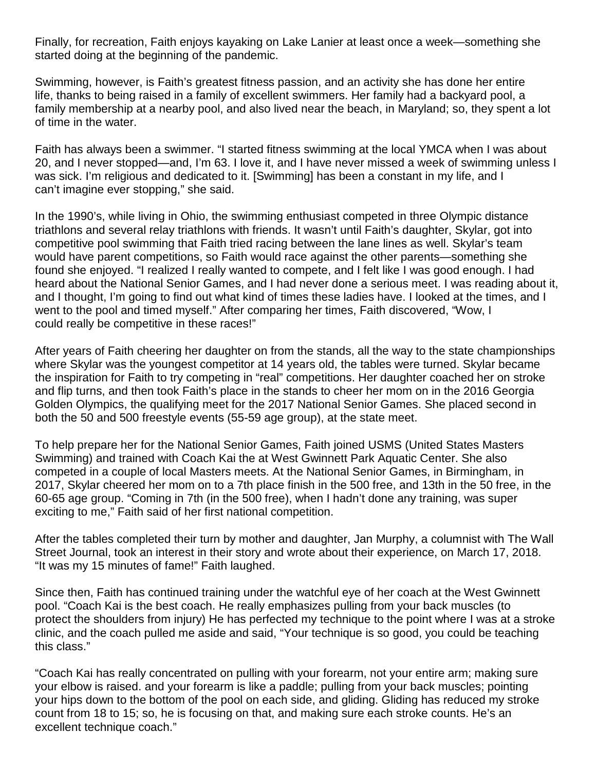Finally, for recreation, Faith enjoys kayaking on Lake Lanier at least once a week—something she started doing at the beginning of the pandemic.

Swimming, however, is Faith's greatest fitness passion, and an activity she has done her entire life, thanks to being raised in a family of excellent swimmers. Her family had a backyard pool, a family membership at a nearby pool, and also lived near the beach, in Maryland; so, they spent a lot of time in the water.

Faith has always been a swimmer. "I started fitness swimming at the local YMCA when I was about 20, and I never stopped—and, I'm 63. I love it, and I have never missed a week of swimming unless I was sick. I'm religious and dedicated to it. [Swimming] has been a constant in my life, and I can't imagine ever stopping," she said.

In the 1990's, while living in Ohio, the swimming enthusiast competed in three Olympic distance triathlons and several relay triathlons with friends. It wasn't until Faith's daughter, Skylar, got into competitive pool swimming that Faith tried racing between the lane lines as well. Skylar's team would have parent competitions, so Faith would race against the other parents—something she found she enjoyed. "I realized I really wanted to compete, and I felt like I was good enough. I had heard about the National Senior Games, and I had never done a serious meet. I was reading about it, and I thought, I'm going to find out what kind of times these ladies have. I looked at the times, and I went to the pool and timed myself." After comparing her times, Faith discovered, "Wow, I could really be competitive in these races!"

After years of Faith cheering her daughter on from the stands, all the way to the state championships where Skylar was the youngest competitor at 14 years old, the tables were turned. Skylar became the inspiration for Faith to try competing in "real" competitions. Her daughter coached her on stroke and flip turns, and then took Faith's place in the stands to cheer her mom on in the 2016 Georgia Golden Olympics, the qualifying meet for the 2017 National Senior Games. She placed second in both the 50 and 500 freestyle events (55-59 age group), at the state meet.

To help prepare her for the National Senior Games, Faith joined USMS (United States Masters Swimming) and trained with Coach Kai the at West Gwinnett Park Aquatic Center. She also competed in a couple of local Masters meets. At the National Senior Games, in Birmingham, in 2017, Skylar cheered her mom on to a 7th place finish in the 500 free, and 13th in the 50 free, in the 60-65 age group. "Coming in 7th (in the 500 free), when I hadn't done any training, was super exciting to me," Faith said of her first national competition.

After the tables completed their turn by mother and daughter, Jan Murphy, a columnist with The Wall Street Journal, took an interest in their story and wrote about their experience, on March 17, 2018. "It was my 15 minutes of fame!" Faith laughed.

Since then, Faith has continued training under the watchful eye of her coach at the West Gwinnett pool. "Coach Kai is the best coach. He really emphasizes pulling from your back muscles (to protect the shoulders from injury) He has perfected my technique to the point where I was at a stroke clinic, and the coach pulled me aside and said, "Your technique is so good, you could be teaching this class."

"Coach Kai has really concentrated on pulling with your forearm, not your entire arm; making sure your elbow is raised. and your forearm is like a paddle; pulling from your back muscles; pointing your hips down to the bottom of the pool on each side, and gliding. Gliding has reduced my stroke count from 18 to 15; so, he is focusing on that, and making sure each stroke counts. He's an excellent technique coach."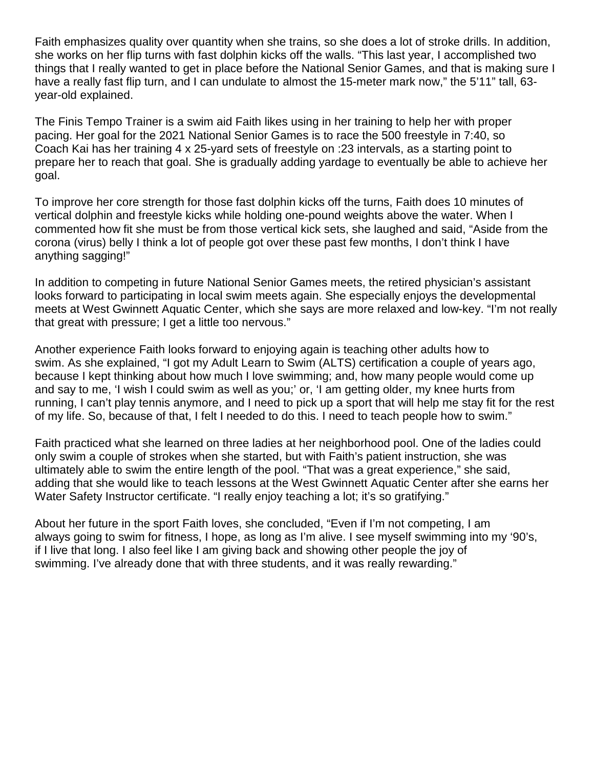Faith emphasizes quality over quantity when she trains, so she does a lot of stroke drills. In addition, she works on her flip turns with fast dolphin kicks off the walls. “This last year, I accomplished two things that I really wanted to get in place before the National Senior Games, and that is making sure I have a really fast flip turn, and I can undulate to almost the 15-meter mark now,” the 5’11” tall, 63-year-old explained.

The Finis Tempo Trainer is a swim aid Faith likes using in her training to help her with proper pacing. Her goal for the 2021 National Senior Games is to race the 500 freestyle in 7:40, so Coach Kai has her training 4 x 25-yard sets of freestyle on :23 intervals, as a starting point to prepare her to reach that goal. She is gradually adding yardage to eventually be able to achieve her goal.

To improve her core strength for those fast dolphin kicks off the turns, Faith does 10 minutes of vertical dolphin and freestyle kicks while holding one-pound weights above the water. When I commented how fit she must be from those vertical kick sets, she laughed and said, “Aside from the corona (virus) belly I think a lot of people got over these past few months, I don’t think I have anything sagging!”

In addition to competing in future National Senior Games meets, the retired physician’s assistant looks forward to participating in local swim meets again. She especially enjoys the developmental meets at West Gwinnett Aquatic Center, which she says are more relaxed and low-key. “I’m not really that great with pressure; I get a little too nervous.”

Another experience Faith looks forward to enjoying again is teaching other adults how to swim. As she explained, “I got my Adult Learn to Swim (ALTS) certification a couple of years ago, because I kept thinking about how much I love swimming; and, how many people would come up and say to me, ‘I wish I could swim as well as you;’ or, ‘I am getting older, my knee hurts from running, I can’t play tennis anymore, and I need to pick up a sport that will help me stay fit for the rest of my life. So, because of that, I felt I needed to do this. I need to teach people how to swim.”

Faith practiced what she learned on three ladies at her neighborhood pool. One of the ladies could only swim a couple of strokes when she started, but with Faith’s patient instruction, she was ultimately able to swim the entire length of the pool. “That was a great experience,” she said, adding that she would like to teach lessons at the West Gwinnett Aquatic Center after she earns her Water Safety Instructor certificate. “I really enjoy teaching a lot; it’s so gratifying.”

About her future in the sport Faith loves, she concluded, “Even if I’m not competing, I am always going to swim for fitness, I hope, as long as I’m alive. I see myself swimming into my ‘90’s, if I live that long. I also feel like I am giving back and showing other people the joy of swimming. I’ve already done that with three students, and it was really rewarding.”